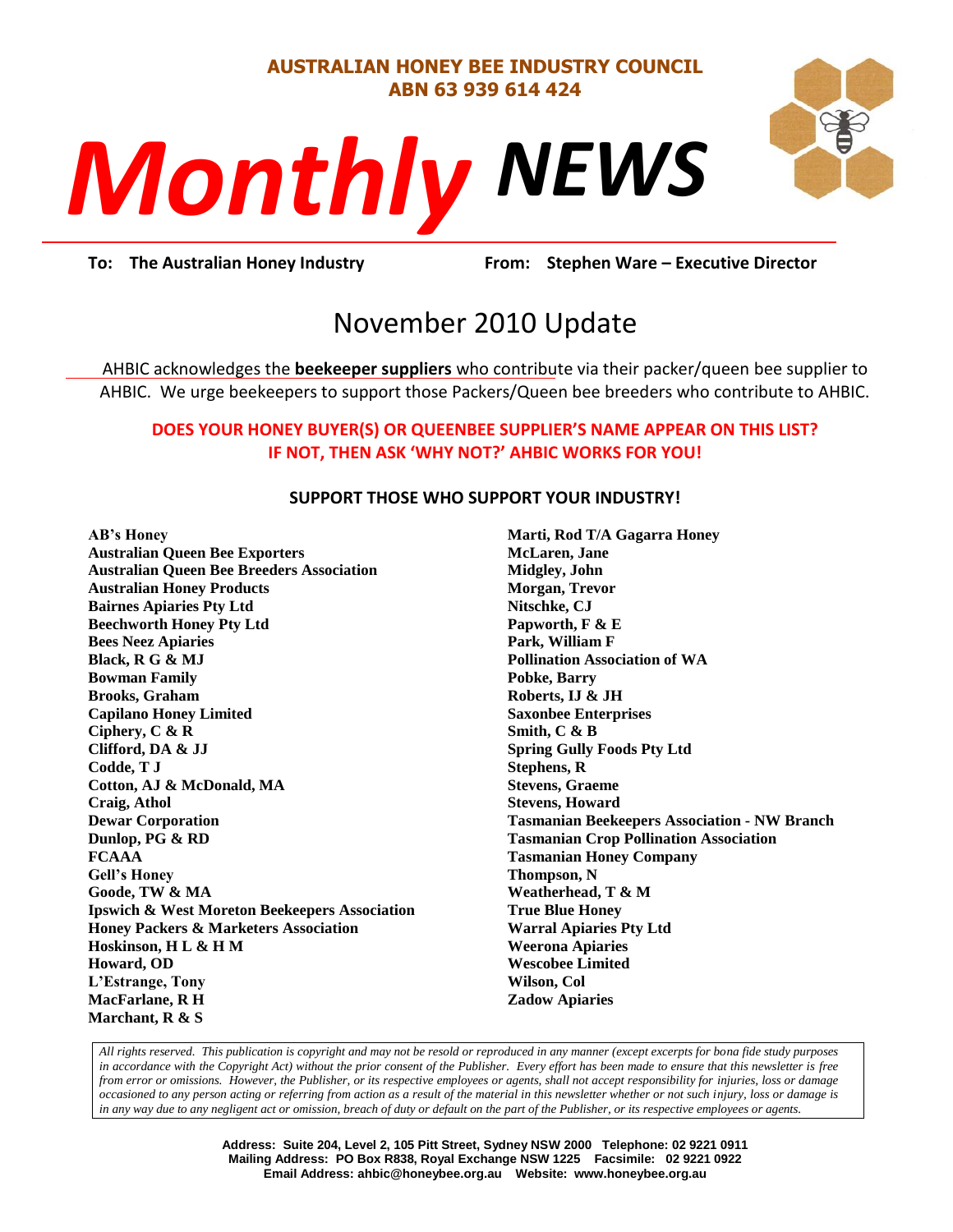**AUSTRALIAN HONEY BEE INDUSTRY COUNCIL**
**ABN 63 939 614 424**

# *Monthly* *NEWS*

**To: The Australian Honey Industry** **From: Stephen Ware – Executive Director**

## November 2010 Update

AHBIC acknowledges the **beekeeper suppliers** who contribute via their packer/queen bee supplier to AHBIC. We urge beekeepers to support those Packers/Queen bee breeders who contribute to AHBIC.

**DOES YOUR HONEY BUYER(S) OR QUEENBEE SUPPLIER'S NAME APPEAR ON THIS LIST? IF NOT, THEN ASK 'WHY NOT?' AHBIC WORKS FOR YOU!**

**SUPPORT THOSE WHO SUPPORT YOUR INDUSTRY!**

**AB's Honey**
**Australian Queen Bee Exporters**
**Australian Queen Bee Breeders Association**
**Australian Honey Products**
**Bairnes Apiaries Pty Ltd**
**Beechworth Honey Pty Ltd**
**Bees Neez Apiaries**
**Black, R G & MJ**
**Bowman Family**
**Brooks, Graham**
**Capilano Honey Limited**
**Ciphery, C & R**
**Clifford, DA & JJ**
**Codde, T J**
**Cotton, AJ & McDonald, MA**
**Craig, Athol**
**Dewar Corporation**
**Dunlop, PG & RD**
**FCAAA**
**Gell's Honey**
**Goode, TW & MA**
**Ipswich & West Moreton Beekeepers Association**
**Honey Packers & Marketers Association**
**Hoskinson, H L & H M**
**Howard, OD**
**L'Estrange, Tony**
**MacFarlane, R H**
**Marchant, R & S**
**Marti, Rod T/A Gagarra Honey**
**McLaren, Jane**
**Midgley, John**
**Morgan, Trevor**
**Nitschke, CJ**
**Papworth, F & E**
**Park, William F**
**Pollination Association of WA**
**Pobke, Barry**
**Roberts, IJ & JH**
**Saxonbee Enterprises**
**Smith, C & B**
**Spring Gully Foods Pty Ltd**
**Stephens, R**
**Stevens, Graeme**
**Stevens, Howard**
**Tasmanian Beekeepers Association - NW Branch**
**Tasmanian Crop Pollination Association**
**Tasmanian Honey Company**
**Thompson, N**
**Weatherhead, T & M**
**True Blue Honey**
**Warral Apiaries Pty Ltd**
**Weerona Apiaries**
**Wescobee Limited**
**Wilson, Col**
**Zadow Apiaries**

*All rights reserved. This publication is copyright and may not be resold or reproduced in any manner (except excerpts for bona fide study purposes in accordance with the Copyright Act) without the prior consent of the Publisher. Every effort has been made to ensure that this newsletter is free from error or omissions. However, the Publisher, or its respective employees or agents, shall not accept responsibility for injuries, loss or damage occasioned to any person acting or referring from action as a result of the material in this newsletter whether or not such injury, loss or damage is in any way due to any negligent act or omission, breach of duty or default on the part of the Publisher, or its respective employees or agents.*

**Address: Suite 204, Level 2, 105 Pitt Street, Sydney NSW 2000 Telephone: 02 9221 0911**
**Mailing Address: PO Box R838, Royal Exchange NSW 1225 Facsimile: 02 9221 0922**
**Email Address: ahbic@honeybee.org.au Website: www.honeybee.org.au**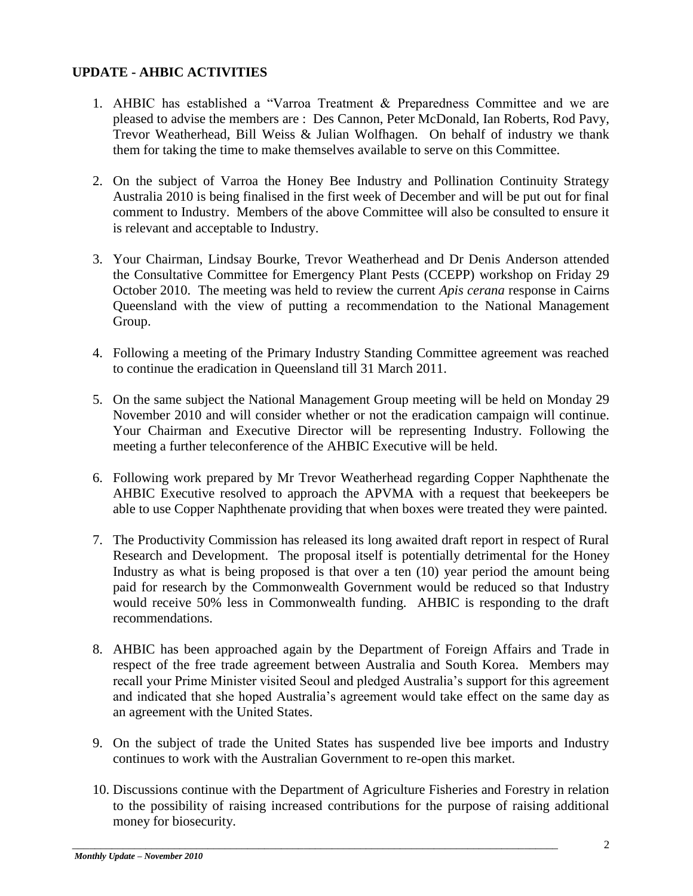## UPDATE - AHBIC ACTIVITIES

1. AHBIC has established a "Varroa Treatment & Preparedness Committee and we are pleased to advise the members are : Des Cannon, Peter McDonald, Ian Roberts, Rod Pavy, Trevor Weatherhead, Bill Weiss & Julian Wolfhagen. On behalf of industry we thank them for taking the time to make themselves available to serve on this Committee.

2. On the subject of Varroa the Honey Bee Industry and Pollination Continuity Strategy Australia 2010 is being finalised in the first week of December and will be put out for final comment to Industry. Members of the above Committee will also be consulted to ensure it is relevant and acceptable to Industry.

3. Your Chairman, Lindsay Bourke, Trevor Weatherhead and Dr Denis Anderson attended the Consultative Committee for Emergency Plant Pests (CCEPP) workshop on Friday 29 October 2010. The meeting was held to review the current *Apis cerana* response in Cairns Queensland with the view of putting a recommendation to the National Management Group.

4. Following a meeting of the Primary Industry Standing Committee agreement was reached to continue the eradication in Queensland till 31 March 2011.

5. On the same subject the National Management Group meeting will be held on Monday 29 November 2010 and will consider whether or not the eradication campaign will continue. Your Chairman and Executive Director will be representing Industry. Following the meeting a further teleconference of the AHBIC Executive will be held.

6. Following work prepared by Mr Trevor Weatherhead regarding Copper Naphthenate the AHBIC Executive resolved to approach the APVMA with a request that beekeepers be able to use Copper Naphthenate providing that when boxes were treated they were painted.

7. The Productivity Commission has released its long awaited draft report in respect of Rural Research and Development. The proposal itself is potentially detrimental for the Honey Industry as what is being proposed is that over a ten (10) year period the amount being paid for research by the Commonwealth Government would be reduced so that Industry would receive 50% less in Commonwealth funding. AHBIC is responding to the draft recommendations.

8. AHBIC has been approached again by the Department of Foreign Affairs and Trade in respect of the free trade agreement between Australia and South Korea. Members may recall your Prime Minister visited Seoul and pledged Australia's support for this agreement and indicated that she hoped Australia's agreement would take effect on the same day as an agreement with the United States.

9. On the subject of trade the United States has suspended live bee imports and Industry continues to work with the Australian Government to re-open this market.

10. Discussions continue with the Department of Agriculture Fisheries and Forestry in relation to the possibility of raising increased contributions for the purpose of raising additional money for biosecurity.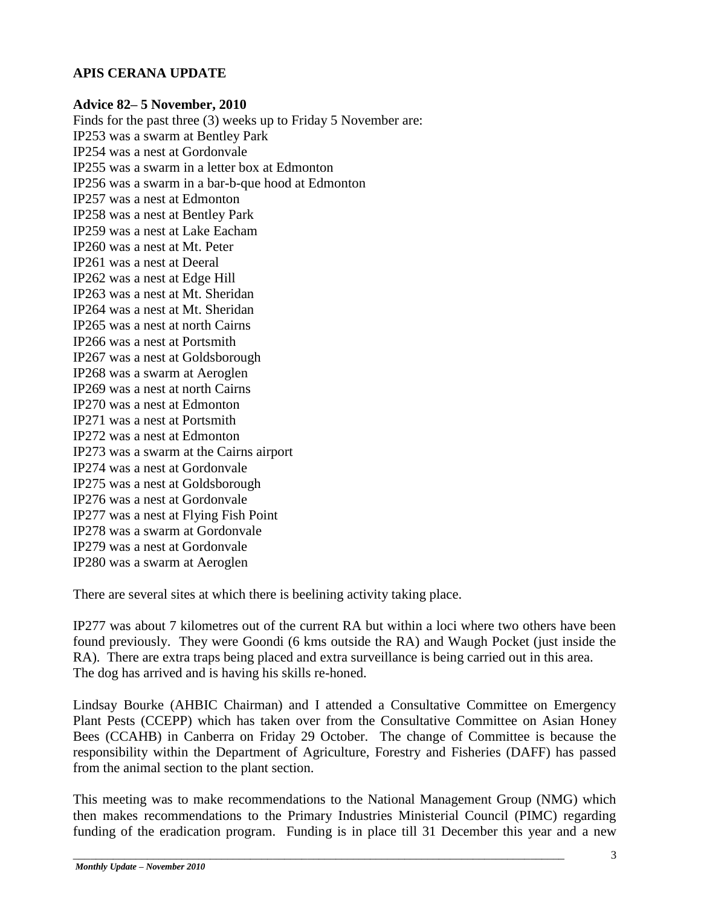## APIS CERANA UPDATE

**Advice 82– 5 November, 2010**

Finds for the past three (3) weeks up to Friday 5 November are:
IP253 was a swarm at Bentley Park
IP254 was a nest at Gordonvale
IP255 was a swarm in a letter box at Edmonton
IP256 was a swarm in a bar-b-que hood at Edmonton
IP257 was a nest at Edmonton
IP258 was a nest at Bentley Park
IP259 was a nest at Lake Eacham
IP260 was a nest at Mt. Peter
IP261 was a nest at Deeral
IP262 was a nest at Edge Hill
IP263 was a nest at Mt. Sheridan
IP264 was a nest at Mt. Sheridan
IP265 was a nest at north Cairns
IP266 was a nest at Portsmith
IP267 was a nest at Goldsborough
IP268 was a swarm at Aeroglen
IP269 was a nest at north Cairns
IP270 was a nest at Edmonton
IP271 was a nest at Portsmith
IP272 was a nest at Edmonton
IP273 was a swarm at the Cairns airport
IP274 was a nest at Gordonvale
IP275 was a nest at Goldsborough
IP276 was a nest at Gordonvale
IP277 was a nest at Flying Fish Point
IP278 was a swarm at Gordonvale
IP279 was a nest at Gordonvale
IP280 was a swarm at Aeroglen

There are several sites at which there is beelining activity taking place.

IP277 was about 7 kilometres out of the current RA but within a loci where two others have been found previously. They were Goondi (6 kms outside the RA) and Waugh Pocket (just inside the RA). There are extra traps being placed and extra surveillance is being carried out in this area.
The dog has arrived and is having his skills re-honed.

Lindsay Bourke (AHBIC Chairman) and I attended a Consultative Committee on Emergency Plant Pests (CCEPP) which has taken over from the Consultative Committee on Asian Honey Bees (CCAHB) in Canberra on Friday 29 October. The change of Committee is because the responsibility within the Department of Agriculture, Forestry and Fisheries (DAFF) has passed from the animal section to the plant section.

This meeting was to make recommendations to the National Management Group (NMG) which then makes recommendations to the Primary Industries Ministerial Council (PIMC) regarding funding of the eradication program. Funding is in place till 31 December this year and a new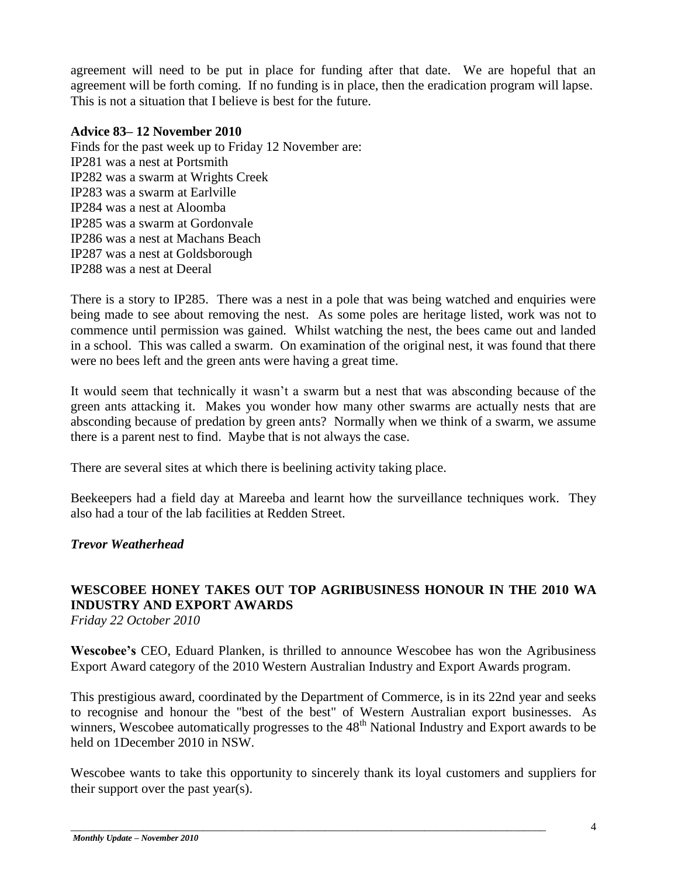agreement will need to be put in place for funding after that date. We are hopeful that an agreement will be forth coming. If no funding is in place, then the eradication program will lapse. This is not a situation that I believe is best for the future.

**Advice 83– 12 November 2010**

Finds for the past week up to Friday 12 November are:
IP281 was a nest at Portsmith
IP282 was a swarm at Wrights Creek
IP283 was a swarm at Earlville
IP284 was a nest at Aloomba
IP285 was a swarm at Gordonvale
IP286 was a nest at Machans Beach
IP287 was a nest at Goldsborough
IP288 was a nest at Deeral

There is a story to IP285. There was a nest in a pole that was being watched and enquiries were being made to see about removing the nest. As some poles are heritage listed, work was not to commence until permission was gained. Whilst watching the nest, the bees came out and landed in a school. This was called a swarm. On examination of the original nest, it was found that there were no bees left and the green ants were having a great time.

It would seem that technically it wasn't a swarm but a nest that was absconding because of the green ants attacking it. Makes you wonder how many other swarms are actually nests that are absconding because of predation by green ants? Normally when we think of a swarm, we assume there is a parent nest to find. Maybe that is not always the case.

There are several sites at which there is beelining activity taking place.

Beekeepers had a field day at Mareeba and learnt how the surveillance techniques work. They also had a tour of the lab facilities at Redden Street.

***Trevor Weatherhead***

## WESCOBEE HONEY TAKES OUT TOP AGRIBUSINESS HONOUR IN THE 2010 WA INDUSTRY AND EXPORT AWARDS

*Friday 22 October 2010*

**Wescobee's** CEO, Eduard Planken, is thrilled to announce Wescobee has won the Agribusiness Export Award category of the 2010 Western Australian Industry and Export Awards program.

This prestigious award, coordinated by the Department of Commerce, is in its 22nd year and seeks to recognise and honour the "best of the best" of Western Australian export businesses. As winners, Wescobee automatically progresses to the 48th National Industry and Export awards to be held on 1December 2010 in NSW.

Wescobee wants to take this opportunity to sincerely thank its loyal customers and suppliers for their support over the past year(s).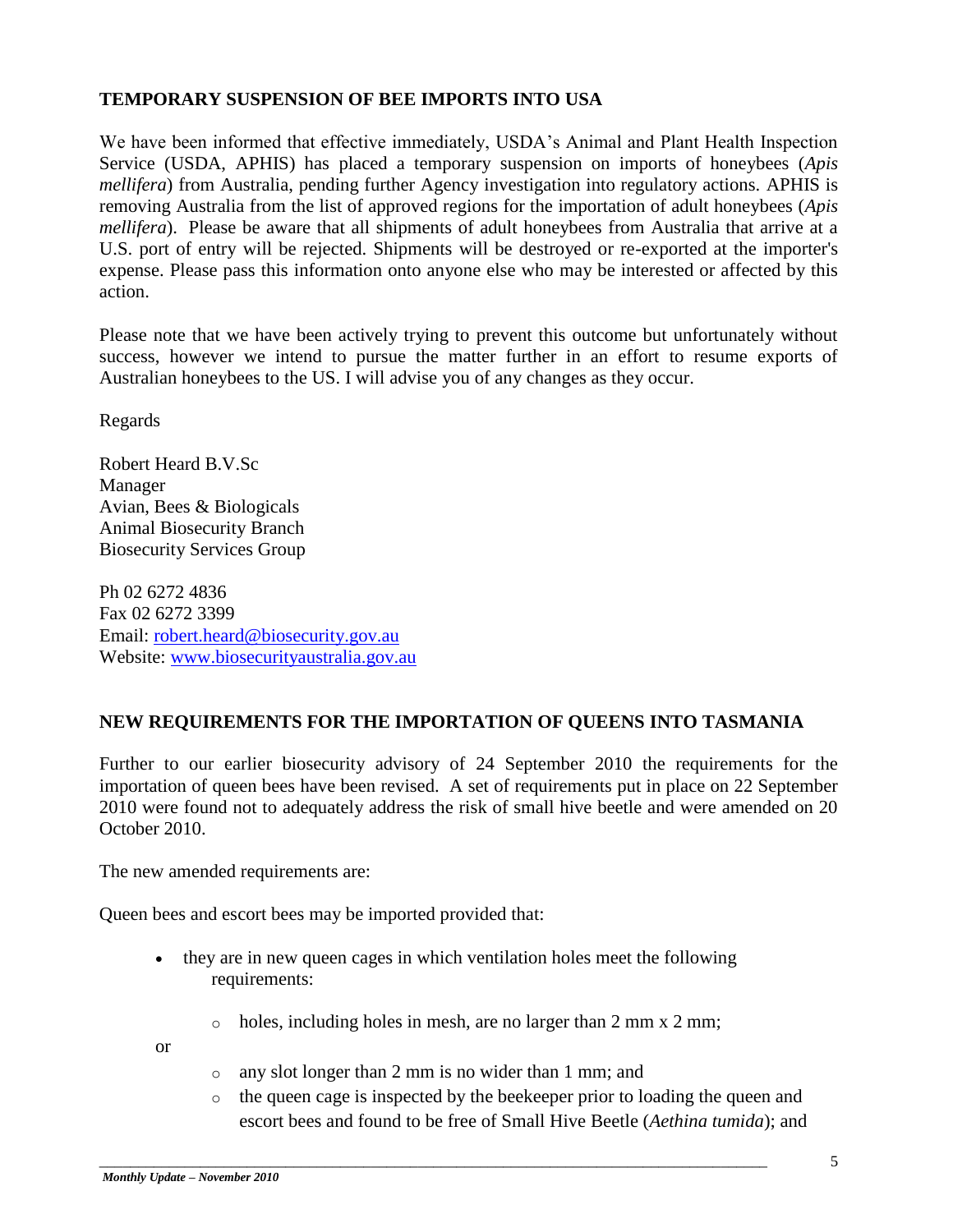## TEMPORARY SUSPENSION OF BEE IMPORTS INTO USA

We have been informed that effective immediately, USDA's Animal and Plant Health Inspection Service (USDA, APHIS) has placed a temporary suspension on imports of honeybees (*Apis mellifera*) from Australia, pending further Agency investigation into regulatory actions. APHIS is removing Australia from the list of approved regions for the importation of adult honeybees (*Apis mellifera*). Please be aware that all shipments of adult honeybees from Australia that arrive at a U.S. port of entry will be rejected. Shipments will be destroyed or re-exported at the importer's expense. Please pass this information onto anyone else who may be interested or affected by this action.

Please note that we have been actively trying to prevent this outcome but unfortunately without success, however we intend to pursue the matter further in an effort to resume exports of Australian honeybees to the US. I will advise you of any changes as they occur.

Regards

Robert Heard B.V.Sc
Manager
Avian, Bees & Biologicals
Animal Biosecurity Branch
Biosecurity Services Group

Ph 02 6272 4836
Fax 02 6272 3399
Email: robert.heard@biosecurity.gov.au
Website: www.biosecurityaustralia.gov.au

## NEW REQUIREMENTS FOR THE IMPORTATION OF QUEENS INTO TASMANIA

Further to our earlier biosecurity advisory of 24 September 2010 the requirements for the importation of queen bees have been revised. A set of requirements put in place on 22 September 2010 were found not to adequately address the risk of small hive beetle and were amended on 20 October 2010.

The new amended requirements are:

Queen bees and escort bees may be imported provided that:

- they are in new queen cages in which ventilation holes meet the following requirements:
  - holes, including holes in mesh, are no larger than 2 mm x 2 mm;

  or

  - any slot longer than 2 mm is no wider than 1 mm; and
  - the queen cage is inspected by the beekeeper prior to loading the queen and escort bees and found to be free of Small Hive Beetle (*Aethina tumida*); and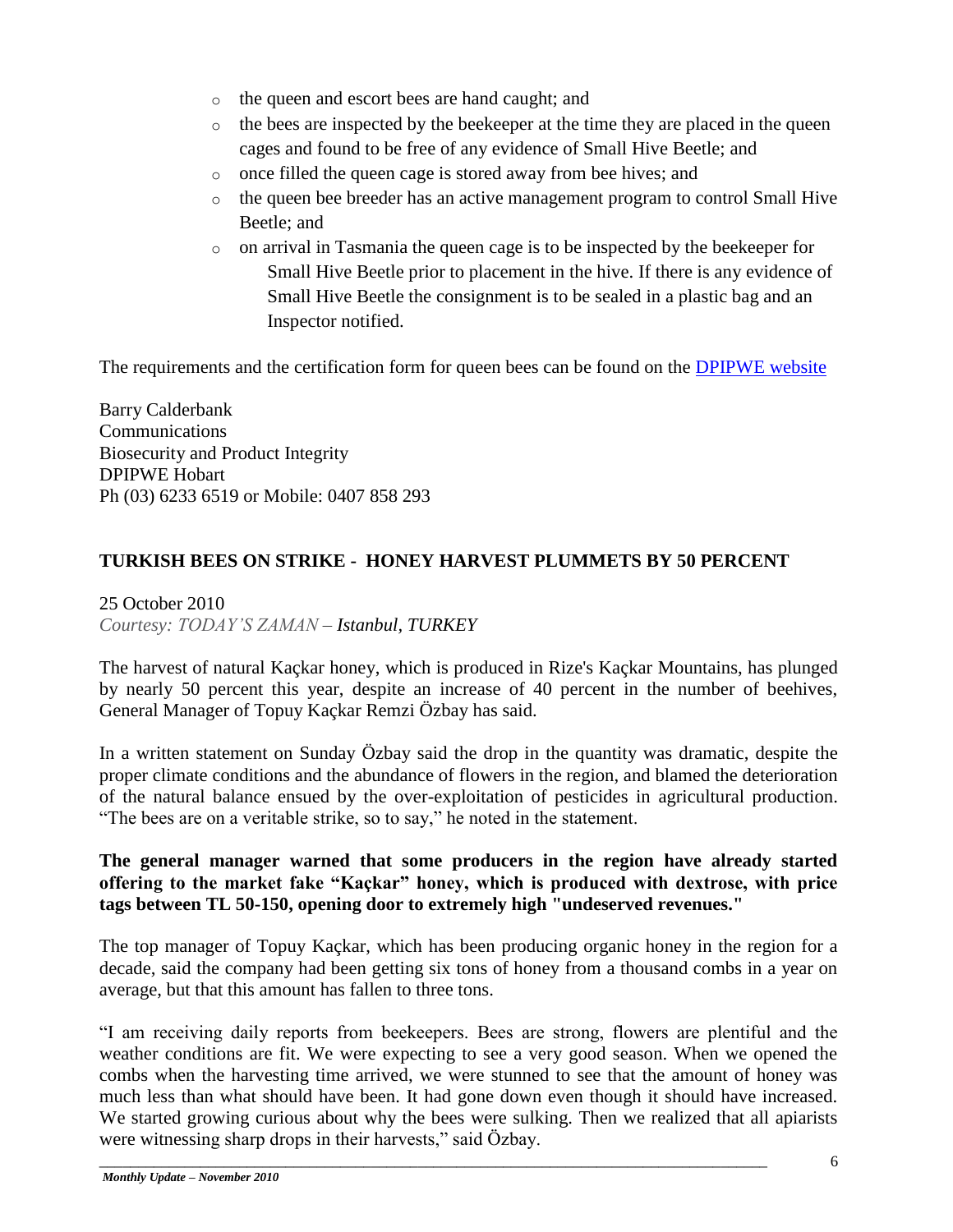- the queen and escort bees are hand caught; and
- the bees are inspected by the beekeeper at the time they are placed in the queen cages and found to be free of any evidence of Small Hive Beetle; and
- once filled the queen cage is stored away from bee hives; and
- the queen bee breeder has an active management program to control Small Hive Beetle; and
- on arrival in Tasmania the queen cage is to be inspected by the beekeeper for Small Hive Beetle prior to placement in the hive. If there is any evidence of Small Hive Beetle the consignment is to be sealed in a plastic bag and an Inspector notified.

The requirements and the certification form for queen bees can be found on the [DPIPWE website]()

Barry Calderbank
Communications
Biosecurity and Product Integrity
DPIPWE Hobart
Ph (03) 6233 6519 or Mobile: 0407 858 293

**TURKISH BEES ON STRIKE - HONEY HARVEST PLUMMETS BY 50 PERCENT**

25 October 2010
*Courtesy: TODAY'S ZAMAN – Istanbul, TURKEY*

The harvest of natural Kaçkar honey, which is produced in Rize's Kaçkar Mountains, has plunged by nearly 50 percent this year, despite an increase of 40 percent in the number of beehives, General Manager of Topuy Kaçkar Remzi Özbay has said.

In a written statement on Sunday Özbay said the drop in the quantity was dramatic, despite the proper climate conditions and the abundance of flowers in the region, and blamed the deterioration of the natural balance ensued by the over-exploitation of pesticides in agricultural production. "The bees are on a veritable strike, so to say," he noted in the statement.

**The general manager warned that some producers in the region have already started offering to the market fake "Kaçkar" honey, which is produced with dextrose, with price tags between TL 50-150, opening door to extremely high "undeserved revenues."**

The top manager of Topuy Kaçkar, which has been producing organic honey in the region for a decade, said the company had been getting six tons of honey from a thousand combs in a year on average, but that this amount has fallen to three tons.

"I am receiving daily reports from beekeepers. Bees are strong, flowers are plentiful and the weather conditions are fit. We were expecting to see a very good season. When we opened the combs when the harvesting time arrived, we were stunned to see that the amount of honey was much less than what should have been. It had gone down even though it should have increased. We started growing curious about why the bees were sulking. Then we realized that all apiarists were witnessing sharp drops in their harvests," said Özbay.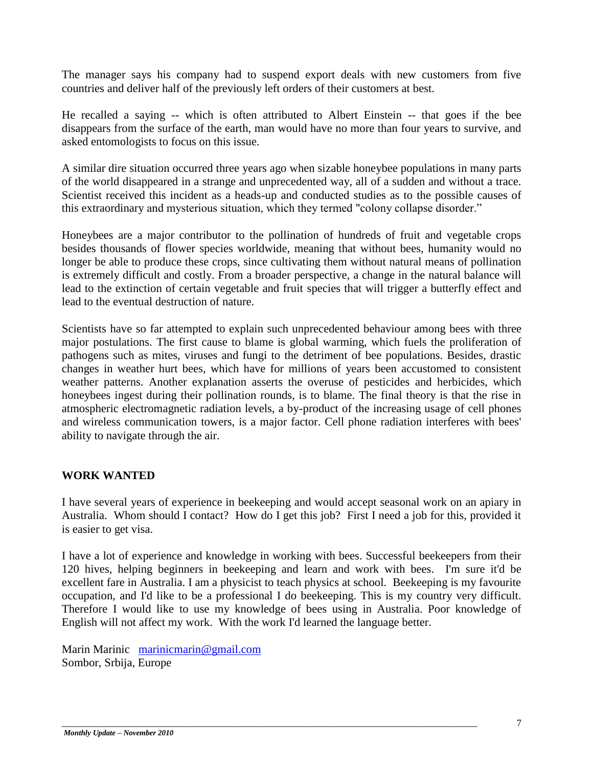The manager says his company had to suspend export deals with new customers from five countries and deliver half of the previously left orders of their customers at best.

He recalled a saying -- which is often attributed to Albert Einstein -- that goes if the bee disappears from the surface of the earth, man would have no more than four years to survive, and asked entomologists to focus on this issue.

A similar dire situation occurred three years ago when sizable honeybee populations in many parts of the world disappeared in a strange and unprecedented way, all of a sudden and without a trace. Scientist received this incident as a heads-up and conducted studies as to the possible causes of this extraordinary and mysterious situation, which they termed "colony collapse disorder."

Honeybees are a major contributor to the pollination of hundreds of fruit and vegetable crops besides thousands of flower species worldwide, meaning that without bees, humanity would no longer be able to produce these crops, since cultivating them without natural means of pollination is extremely difficult and costly. From a broader perspective, a change in the natural balance will lead to the extinction of certain vegetable and fruit species that will trigger a butterfly effect and lead to the eventual destruction of nature.

Scientists have so far attempted to explain such unprecedented behaviour among bees with three major postulations. The first cause to blame is global warming, which fuels the proliferation of pathogens such as mites, viruses and fungi to the detriment of bee populations. Besides, drastic changes in weather hurt bees, which have for millions of years been accustomed to consistent weather patterns. Another explanation asserts the overuse of pesticides and herbicides, which honeybees ingest during their pollination rounds, is to blame. The final theory is that the rise in atmospheric electromagnetic radiation levels, a by-product of the increasing usage of cell phones and wireless communication towers, is a major factor. Cell phone radiation interferes with bees' ability to navigate through the air.

## WORK WANTED

I have several years of experience in beekeeping and would accept seasonal work on an apiary in Australia. Whom should I contact? How do I get this job? First I need a job for this, provided it is easier to get visa.

I have a lot of experience and knowledge in working with bees. Successful beekeepers from their 120 hives, helping beginners in beekeeping and learn and work with bees. I'm sure it'd be excellent fare in Australia. I am a physicist to teach physics at school. Beekeeping is my favourite occupation, and I'd like to be a professional I do beekeeping. This is my country very difficult. Therefore I would like to use my knowledge of bees using in Australia. Poor knowledge of English will not affect my work. With the work I'd learned the language better.

Marin Marinic marinicmarin@gmail.com
Sombor, Srbija, Europe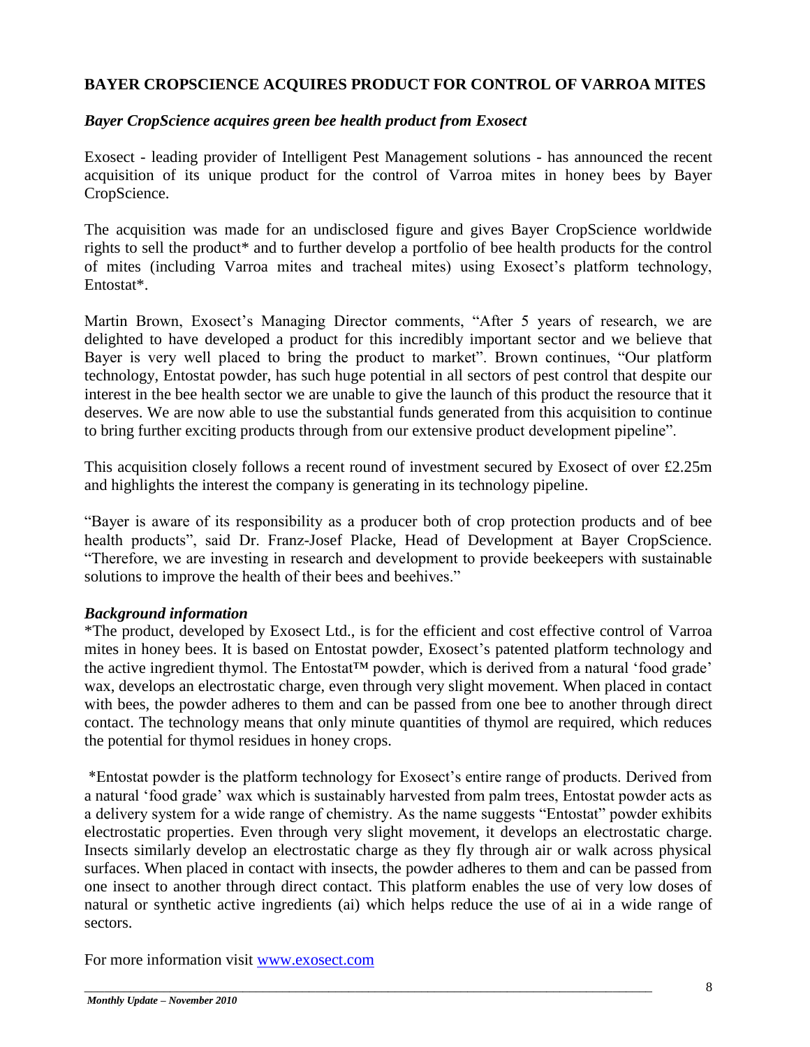## BAYER CROPSCIENCE ACQUIRES PRODUCT FOR CONTROL OF VARROA MITES

***Bayer CropScience acquires green bee health product from Exosect***

Exosect - leading provider of Intelligent Pest Management solutions - has announced the recent acquisition of its unique product for the control of Varroa mites in honey bees by Bayer CropScience.

The acquisition was made for an undisclosed figure and gives Bayer CropScience worldwide rights to sell the product* and to further develop a portfolio of bee health products for the control of mites (including Varroa mites and tracheal mites) using Exosect's platform technology, Entostat*.

Martin Brown, Exosect's Managing Director comments, "After 5 years of research, we are delighted to have developed a product for this incredibly important sector and we believe that Bayer is very well placed to bring the product to market". Brown continues, "Our platform technology, Entostat powder, has such huge potential in all sectors of pest control that despite our interest in the bee health sector we are unable to give the launch of this product the resource that it deserves. We are now able to use the substantial funds generated from this acquisition to continue to bring further exciting products through from our extensive product development pipeline".

This acquisition closely follows a recent round of investment secured by Exosect of over £2.25m and highlights the interest the company is generating in its technology pipeline.

"Bayer is aware of its responsibility as a producer both of crop protection products and of bee health products", said Dr. Franz-Josef Placke, Head of Development at Bayer CropScience. "Therefore, we are investing in research and development to provide beekeepers with sustainable solutions to improve the health of their bees and beehives."

***Background information***

*The product, developed by Exosect Ltd., is for the efficient and cost effective control of Varroa mites in honey bees. It is based on Entostat powder, Exosect's patented platform technology and the active ingredient thymol. The Entostat™ powder, which is derived from a natural 'food grade' wax, develops an electrostatic charge, even through very slight movement. When placed in contact with bees, the powder adheres to them and can be passed from one bee to another through direct contact. The technology means that only minute quantities of thymol are required, which reduces the potential for thymol residues in honey crops.

*Entostat powder is the platform technology for Exosect's entire range of products. Derived from a natural 'food grade' wax which is sustainably harvested from palm trees, Entostat powder acts as a delivery system for a wide range of chemistry. As the name suggests "Entostat" powder exhibits electrostatic properties. Even through very slight movement, it develops an electrostatic charge. Insects similarly develop an electrostatic charge as they fly through air or walk across physical surfaces. When placed in contact with insects, the powder adheres to them and can be passed from one insect to another through direct contact. This platform enables the use of very low doses of natural or synthetic active ingredients (ai) which helps reduce the use of ai in a wide range of sectors.

For more information visit [www.exosect.com](http://www.exosect.com)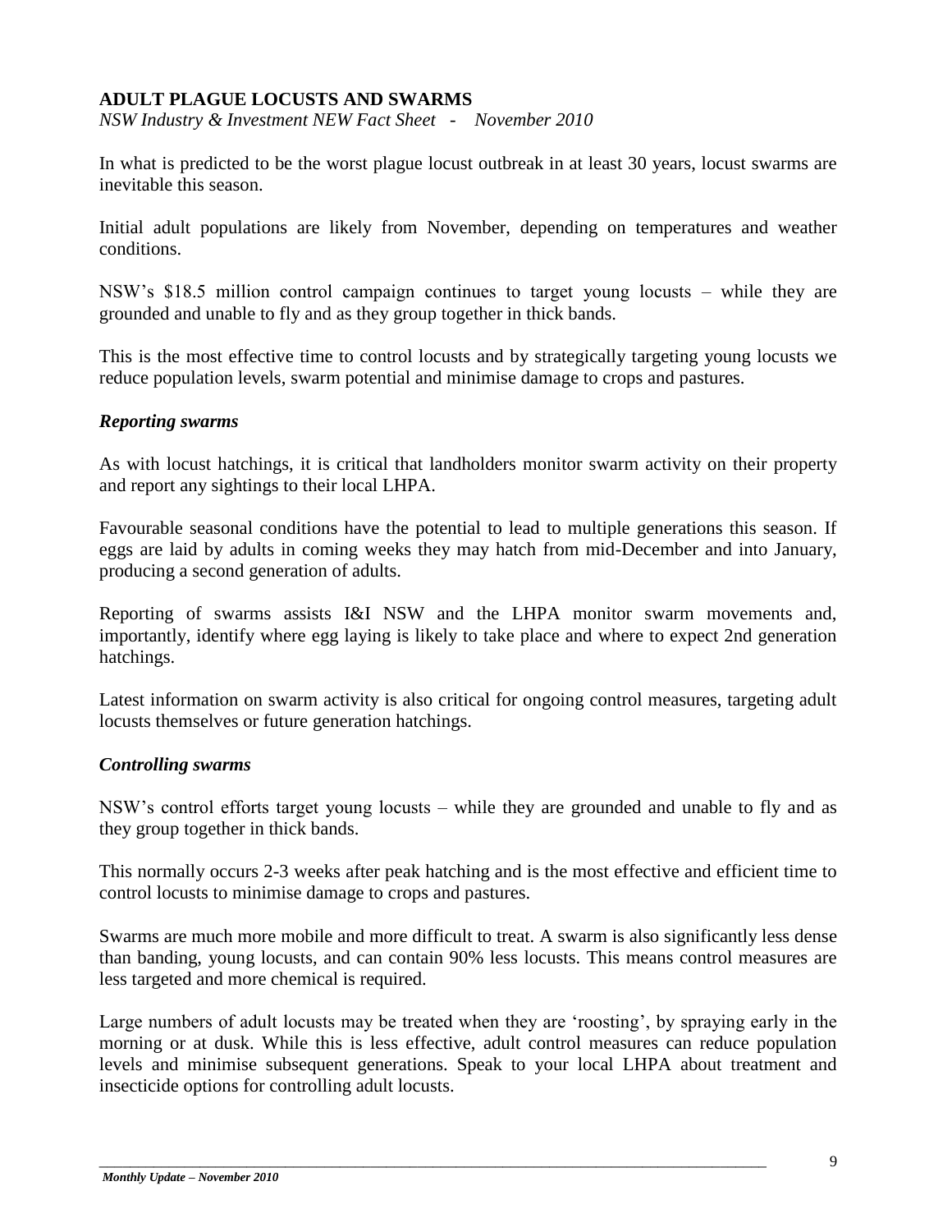**ADULT PLAGUE LOCUSTS AND SWARMS**

*NSW Industry & Investment NEW Fact Sheet - November 2010*

In what is predicted to be the worst plague locust outbreak in at least 30 years, locust swarms are inevitable this season.

Initial adult populations are likely from November, depending on temperatures and weather conditions.

NSW's $18.5 million control campaign continues to target young locusts – while they are grounded and unable to fly and as they group together in thick bands.

This is the most effective time to control locusts and by strategically targeting young locusts we reduce population levels, swarm potential and minimise damage to crops and pastures.

### *Reporting swarms*

As with locust hatchings, it is critical that landholders monitor swarm activity on their property and report any sightings to their local LHPA.

Favourable seasonal conditions have the potential to lead to multiple generations this season. If eggs are laid by adults in coming weeks they may hatch from mid-December and into January, producing a second generation of adults.

Reporting of swarms assists I&I NSW and the LHPA monitor swarm movements and, importantly, identify where egg laying is likely to take place and where to expect 2nd generation hatchings.

Latest information on swarm activity is also critical for ongoing control measures, targeting adult locusts themselves or future generation hatchings.

### *Controlling swarms*

NSW's control efforts target young locusts – while they are grounded and unable to fly and as they group together in thick bands.

This normally occurs 2-3 weeks after peak hatching and is the most effective and efficient time to control locusts to minimise damage to crops and pastures.

Swarms are much more mobile and more difficult to treat. A swarm is also significantly less dense than banding, young locusts, and can contain 90% less locusts. This means control measures are less targeted and more chemical is required.

Large numbers of adult locusts may be treated when they are 'roosting', by spraying early in the morning or at dusk. While this is less effective, adult control measures can reduce population levels and minimise subsequent generations. Speak to your local LHPA about treatment and insecticide options for controlling adult locusts.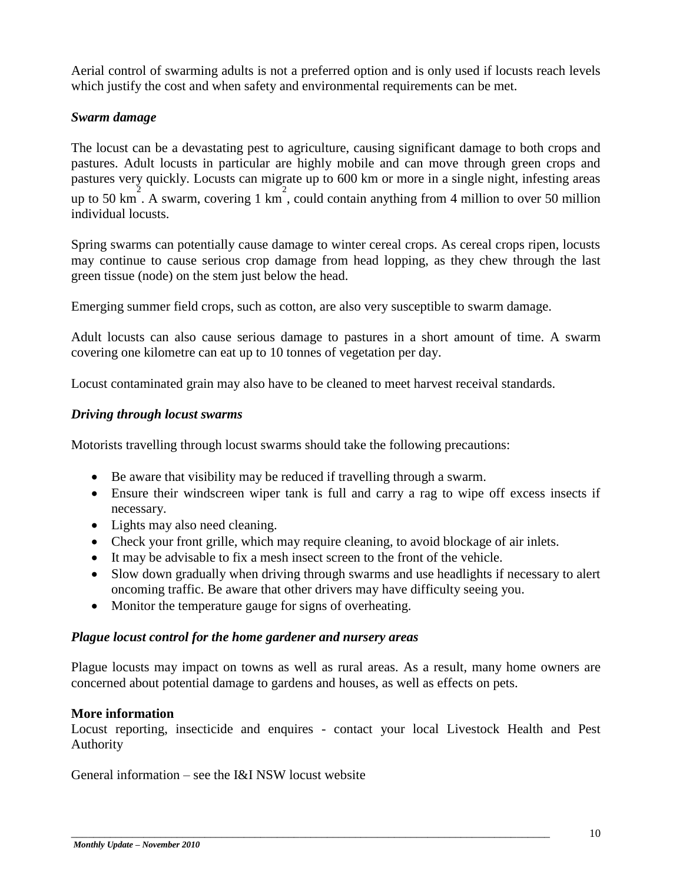Aerial control of swarming adults is not a preferred option and is only used if locusts reach levels which justify the cost and when safety and environmental requirements can be met.

### *Swarm damage*

The locust can be a devastating pest to agriculture, causing significant damage to both crops and pastures. Adult locusts in particular are highly mobile and can move through green crops and pastures very quickly. Locusts can migrate up to 600 km or more in a single night, infesting areas up to 50 $km^2$. A swarm, covering 1 $km^2$, could contain anything from 4 million to over 50 million individual locusts.

Spring swarms can potentially cause damage to winter cereal crops. As cereal crops ripen, locusts may continue to cause serious crop damage from head lopping, as they chew through the last green tissue (node) on the stem just below the head.

Emerging summer field crops, such as cotton, are also very susceptible to swarm damage.

Adult locusts can also cause serious damage to pastures in a short amount of time. A swarm covering one kilometre can eat up to 10 tonnes of vegetation per day.

Locust contaminated grain may also have to be cleaned to meet harvest receival standards.

### *Driving through locust swarms*

Motorists travelling through locust swarms should take the following precautions:

- Be aware that visibility may be reduced if travelling through a swarm.
- Ensure their windscreen wiper tank is full and carry a rag to wipe off excess insects if necessary.
- Lights may also need cleaning.
- Check your front grille, which may require cleaning, to avoid blockage of air inlets.
- It may be advisable to fix a mesh insect screen to the front of the vehicle.
- Slow down gradually when driving through swarms and use headlights if necessary to alert oncoming traffic. Be aware that other drivers may have difficulty seeing you.
- Monitor the temperature gauge for signs of overheating.

### *Plague locust control for the home gardener and nursery areas*

Plague locusts may impact on towns as well as rural areas. As a result, many home owners are concerned about potential damage to gardens and houses, as well as effects on pets.

**More information**

Locust reporting, insecticide and enquires - contact your local Livestock Health and Pest Authority

General information – see the I&I NSW locust website